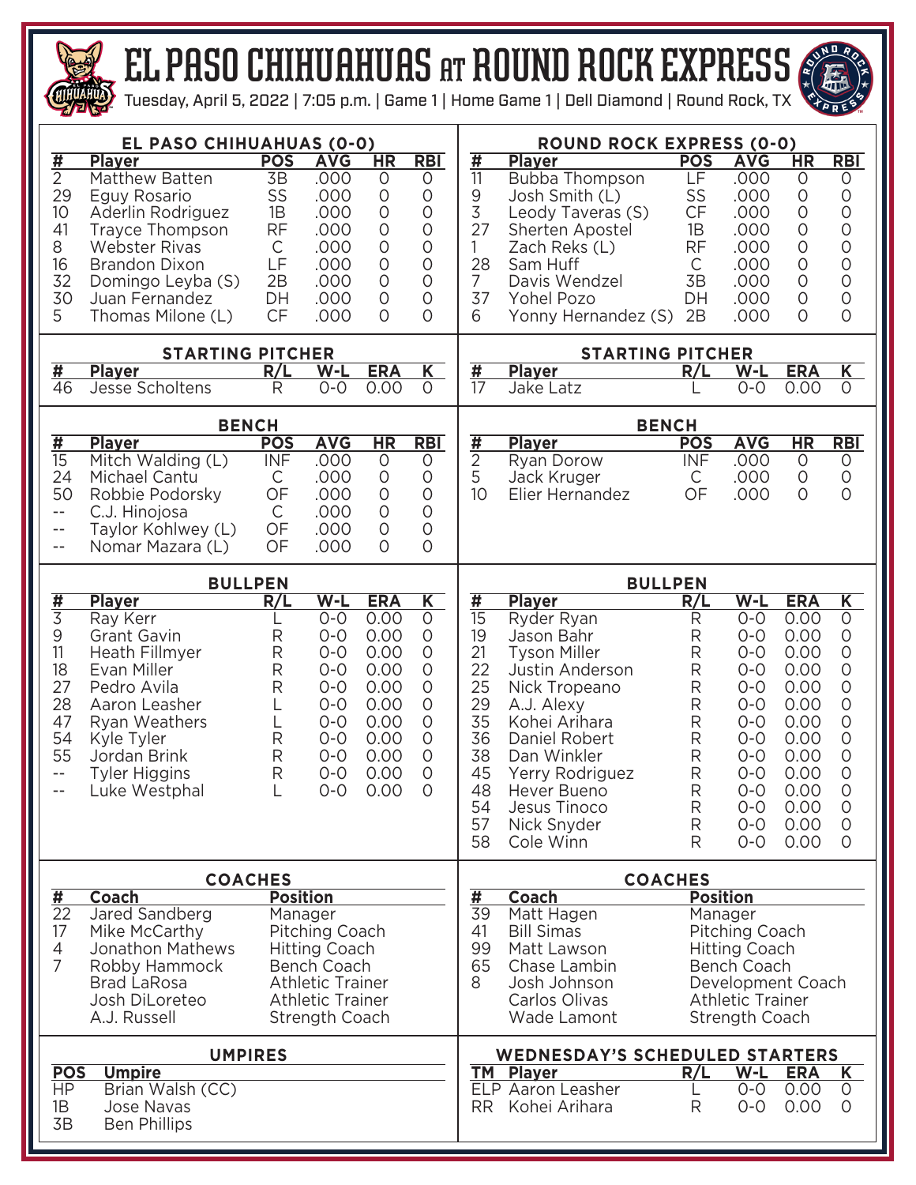# EL PASO CHIHUAHUAS AT ROUND ROCK EXPRESS

Tuesday, April 5, 2022 | 7:05 p.m. | Game 1 | Home Game 1 | Dell Diamond | Round Rock, TX

## EL PASO CHIHUAHUAS (0-0)

| # | Player | POS | AVG | HR | RBI |
|---|---|---|---|---|---|
| 2 | Matthew Batten | 3B | .000 | 0 | 0 |
| 29 | Eguy Rosario | SS | .000 | 0 | 0 |
| 10 | Aderlin Rodriguez | 1B | .000 | 0 | 0 |
| 41 | Trayce Thompson | RF | .000 | 0 | 0 |
| 8 | Webster Rivas | C | .000 | 0 | 0 |
| 16 | Brandon Dixon | LF | .000 | 0 | 0 |
| 32 | Domingo Leyba (S) | 2B | .000 | 0 | 0 |
| 30 | Juan Fernandez | DH | .000 | 0 | 0 |
| 5 | Thomas Milone (L) | CF | .000 | 0 | 0 |

### STARTING PITCHER

| # | Player | R/L | W-L | ERA | K |
|---|---|---|---|---|---|
| 46 | Jesse Scholtens | R | 0-0 | 0.00 | 0 |

### BENCH

| # | Player | POS | AVG | HR | RBI |
|---|---|---|---|---|---|
| 15 | Mitch Walding (L) | INF | .000 | 0 | 0 |
| 24 | Michael Cantu | C | .000 | 0 | 0 |
| 50 | Robbie Podorsky | OF | .000 | 0 | 0 |
| -- | C.J. Hinojosa | C | .000 | 0 | 0 |
| -- | Taylor Kohlwey (L) | OF | .000 | 0 | 0 |
| -- | Nomar Mazara (L) | OF | .000 | 0 | 0 |

### BULLPEN

| # | Player | R/L | W-L | ERA | K |
|---|---|---|---|---|---|
| 3 | Ray Kerr | L | 0-0 | 0.00 | 0 |
| 9 | Grant Gavin | R | 0-0 | 0.00 | 0 |
| 11 | Heath Fillmyer | R | 0-0 | 0.00 | 0 |
| 18 | Evan Miller | R | 0-0 | 0.00 | 0 |
| 27 | Pedro Avila | R | 0-0 | 0.00 | 0 |
| 28 | Aaron Leasher | L | 0-0 | 0.00 | 0 |
| 47 | Ryan Weathers | L | 0-0 | 0.00 | 0 |
| 54 | Kyle Tyler | R | 0-0 | 0.00 | 0 |
| 55 | Jordan Brink | R | 0-0 | 0.00 | 0 |
| -- | Tyler Higgins | R | 0-0 | 0.00 | 0 |
| -- | Luke Westphal | L | 0-0 | 0.00 | 0 |

### COACHES

| # | Coach | Position |
|---|---|---|
| 22 | Jared Sandberg | Manager |
| 17 | Mike McCarthy | Pitching Coach |
| 4 | Jonathon Mathews | Hitting Coach |
| 7 | Robby Hammock | Bench Coach |
| | Brad LaRosa | Athletic Trainer |
| | Josh DiLoreteo | Athletic Trainer |
| | A.J. Russell | Strength Coach |

### UMPIRES

| POS | Umpire |
|---|---|
| HP | Brian Walsh (CC) |
| 1B | Jose Navas |
| 3B | Ben Phillips |

## ROUND ROCK EXPRESS (0-0)

| # | Player | POS | AVG | HR | RBI |
|---|---|---|---|---|---|
| 11 | Bubba Thompson | LF | .000 | 0 | 0 |
| 9 | Josh Smith (L) | SS | .000 | 0 | 0 |
| 3 | Leody Taveras (S) | CF | .000 | 0 | 0 |
| 27 | Sherten Apostel | 1B | .000 | 0 | 0 |
| 1 | Zach Reks (L) | RF | .000 | 0 | 0 |
| 28 | Sam Huff | C | .000 | 0 | 0 |
| 7 | Davis Wendzel | 3B | .000 | 0 | 0 |
| 37 | Yohel Pozo | DH | .000 | 0 | 0 |
| 6 | Yonny Hernandez (S) | 2B | .000 | 0 | 0 |

### STARTING PITCHER

| # | Player | R/L | W-L | ERA | K |
|---|---|---|---|---|---|
| 17 | Jake Latz | L | 0-0 | 0.00 | 0 |

### BENCH

| # | Player | POS | AVG | HR | RBI |
|---|---|---|---|---|---|
| 2 | Ryan Dorow | INF | .000 | 0 | 0 |
| 5 | Jack Kruger | C | .000 | 0 | 0 |
| 10 | Elier Hernandez | OF | .000 | 0 | 0 |

### BULLPEN

| # | Player | R/L | W-L | ERA | K |
|---|---|---|---|---|---|
| 15 | Ryder Ryan | R | 0-0 | 0.00 | 0 |
| 19 | Jason Bahr | R | 0-0 | 0.00 | 0 |
| 21 | Tyson Miller | R | 0-0 | 0.00 | 0 |
| 22 | Justin Anderson | R | 0-0 | 0.00 | 0 |
| 25 | Nick Tropeano | R | 0-0 | 0.00 | 0 |
| 29 | A.J. Alexy | R | 0-0 | 0.00 | 0 |
| 35 | Kohei Arihara | R | 0-0 | 0.00 | 0 |
| 36 | Daniel Robert | R | 0-0 | 0.00 | 0 |
| 38 | Dan Winkler | R | 0-0 | 0.00 | 0 |
| 45 | Yerry Rodriguez | R | 0-0 | 0.00 | 0 |
| 48 | Hever Bueno | R | 0-0 | 0.00 | 0 |
| 54 | Jesus Tinoco | R | 0-0 | 0.00 | 0 |
| 57 | Nick Snyder | R | 0-0 | 0.00 | 0 |
| 58 | Cole Winn | R | 0-0 | 0.00 | 0 |

### COACHES

| # | Coach | Position |
|---|---|---|
| 39 | Matt Hagen | Manager |
| 41 | Bill Simas | Pitching Coach |
| 99 | Matt Lawson | Hitting Coach |
| 65 | Chase Lambin | Bench Coach |
| 8 | Josh Johnson | Development Coach |
| | Carlos Olivas | Athletic Trainer |
| | Wade Lamont | Strength Coach |

### WEDNESDAY'S SCHEDULED STARTERS

| TM | Player | R/L | W-L | ERA | K |
|---|---|---|---|---|---|
| ELP | Aaron Leasher | L | 0-0 | 0.00 | 0 |
| RR | Kohei Arihara | R | 0-0 | 0.00 | 0 |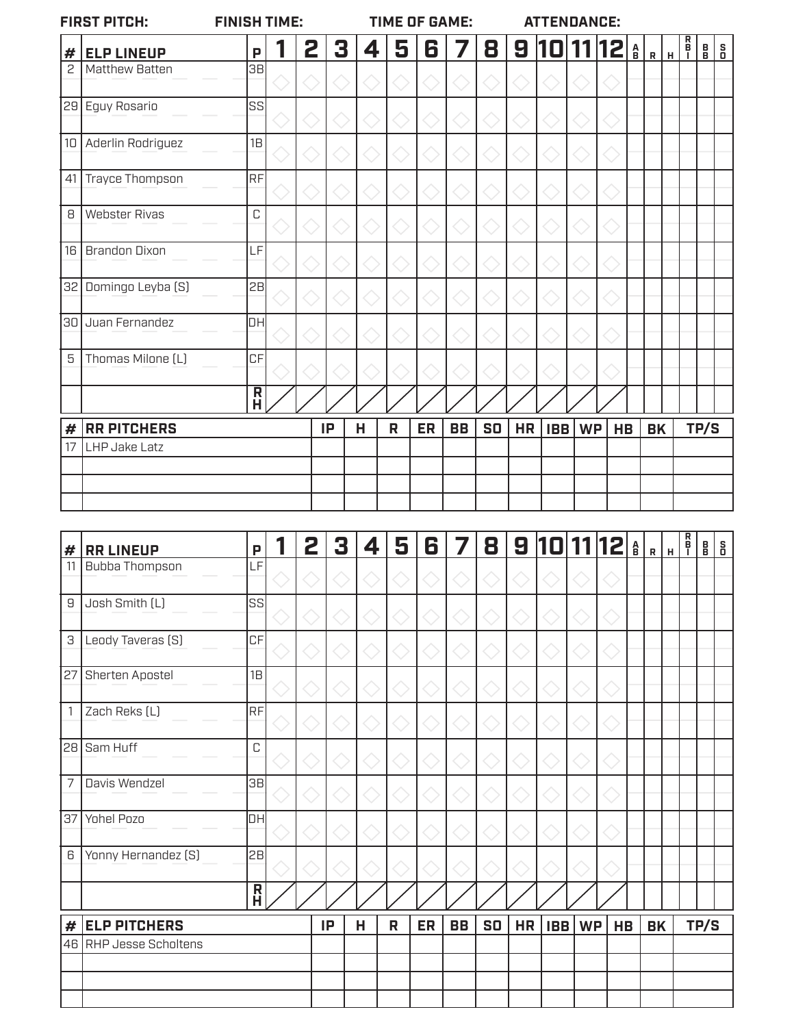FIRST PITCH: FINISH TIME: TIME OF GAME: ATTENDANCE:

| # | ELP LINEUP | P | 1 | 2 | 3 | 4 | 5 | 6 | 7 | 8 | 9 | 10 | 11 | 12 | AB | R | H | RBI | BB | SO |
|---|---|---|---|---|---|---|---|---|---|---|---|---|---|---|---|---|---|---|---|---|
| 2 | Matthew Batten | 3B | | | | | | | | | | | | | | | | | | |
| 29 | Eguy Rosario | SS | | | | | | | | | | | | | | | | | | |
| 10 | Aderlin Rodriguez | 1B | | | | | | | | | | | | | | | | | | |
| 41 | Trayce Thompson | RF | | | | | | | | | | | | | | | | | | |
| 8 | Webster Rivas | C | | | | | | | | | | | | | | | | | | |
| 16 | Brandon Dixon | LF | | | | | | | | | | | | | | | | | | |
| 32 | Domingo Leyba (S) | 2B | | | | | | | | | | | | | | | | | | |
| 30 | Juan Fernandez | DH | | | | | | | | | | | | | | | | | | |
| 5 | Thomas Milone (L) | CF | | | | | | | | | | | | | | | | | | |
| | | R H | | | | | | | | | | | | | | | | | | |

| # | RR PITCHERS | IP | H | R | ER | BB | SO | HR | IBB | WP | HB | BK | TP/S |
|---|---|---|---|---|---|---|---|---|---|---|---|---|---|
| 17 | LHP Jake Latz | | | | | | | | | | | | |
| | | | | | | | | | | | | | |
| | | | | | | | | | | | | | |
| | | | | | | | | | | | | | |

| # | RR LINEUP | P | 1 | 2 | 3 | 4 | 5 | 6 | 7 | 8 | 9 | 10 | 11 | 12 | AB | R | H | RBI | BB | SO |
|---|---|---|---|---|---|---|---|---|---|---|---|---|---|---|---|---|---|---|---|---|
| 11 | Bubba Thompson | LF | | | | | | | | | | | | | | | | | | |
| 9 | Josh Smith (L) | SS | | | | | | | | | | | | | | | | | | |
| 3 | Leody Taveras (S) | CF | | | | | | | | | | | | | | | | | | |
| 27 | Sherten Apostel | 1B | | | | | | | | | | | | | | | | | | |
| 1 | Zach Reks (L) | RF | | | | | | | | | | | | | | | | | | |
| 28 | Sam Huff | C | | | | | | | | | | | | | | | | | | |
| 7 | Davis Wendzel | 3B | | | | | | | | | | | | | | | | | | |
| 37 | Yohel Pozo | DH | | | | | | | | | | | | | | | | | | |
| 6 | Yonny Hernandez (S) | 2B | | | | | | | | | | | | | | | | | | |
| | | R H | | | | | | | | | | | | | | | | | | |

| # | ELP PITCHERS | IP | H | R | ER | BB | SO | HR | IBB | WP | HB | BK | TP/S |
|---|---|---|---|---|---|---|---|---|---|---|---|---|---|
| 46 | RHP Jesse Scholtens | | | | | | | | | | | | |
| | | | | | | | | | | | | | |
| | | | | | | | | | | | | | |
| | | | | | | | | | | | | | |